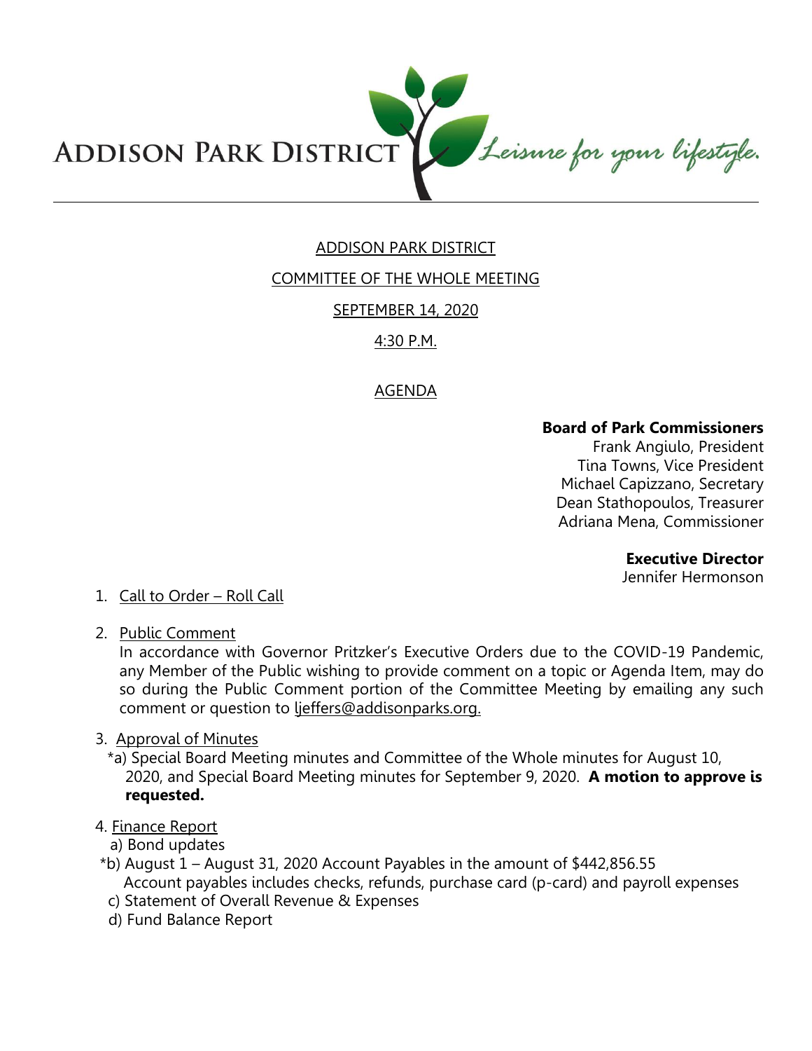ADDISON PARK DISTRICT *Leisure for your lifestyle.*

ADDISON PARK DISTRICT

COMMITTEE OF THE WHOLE MEETING

SEPTEMBER 14, 2020

4:30 P.M.

AGENDA

**Board of Park Commissioners**
Frank Angiulo, President
Tina Towns, Vice President
Michael Capizzano, Secretary
Dean Stathopoulos, Treasurer
Adriana Mena, Commissioner

**Executive Director**
Jennifer Hermonson

1. Call to Order – Roll Call

2. Public Comment
   In accordance with Governor Pritzker's Executive Orders due to the COVID-19 Pandemic, any Member of the Public wishing to provide comment on a topic or Agenda Item, may do so during the Public Comment portion of the Committee Meeting by emailing any such comment or question to ljeffers@addisonparks.org.

3. Approval of Minutes
   *a) Special Board Meeting minutes and Committee of the Whole minutes for August 10, 2020, and Special Board Meeting minutes for September 9, 2020. **A motion to approve is requested.**

4. Finance Report
   a) Bond updates
   *b) August 1 – August 31, 2020 Account Payables in the amount of $442,856.55
   Account payables includes checks, refunds, purchase card (p-card) and payroll expenses
   c) Statement of Overall Revenue & Expenses
   d) Fund Balance Report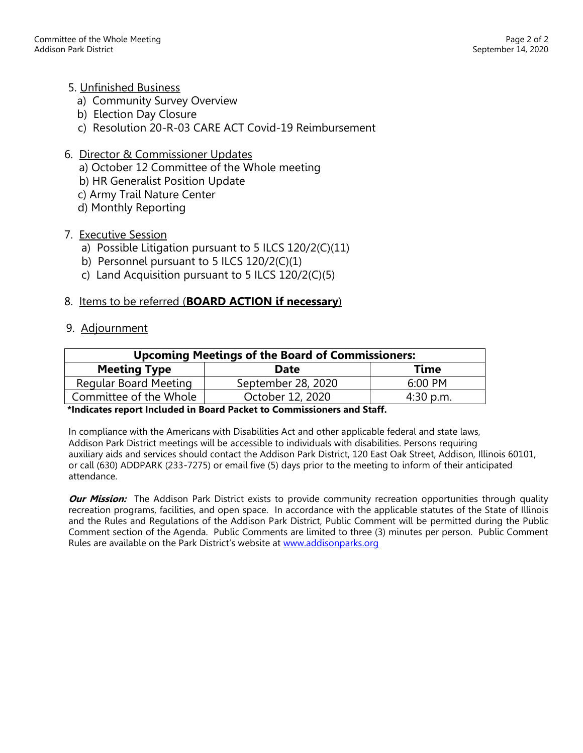5. Unfinished Business
   a) Community Survey Overview
   b) Election Day Closure
   c) Resolution 20-R-03 CARE ACT Covid-19 Reimbursement

6. Director & Commissioner Updates
   a) October 12 Committee of the Whole meeting
   b) HR Generalist Position Update
   c) Army Trail Nature Center
   d) Monthly Reporting

7. Executive Session
   a) Possible Litigation pursuant to 5 ILCS 120/2(C)(11)
   b) Personnel pursuant to 5 ILCS 120/2(C)(1)
   c) Land Acquisition pursuant to 5 ILCS 120/2(C)(5)

8. Items to be referred (**BOARD ACTION if necessary**)

9. Adjournment

| **Upcoming Meetings of the Board of Commissioners:** | | |
|---|---|---|
| **Meeting Type** | **Date** | **Time** |
| Regular Board Meeting | September 28, 2020 | 6:00 PM |
| Committee of the Whole | October 12, 2020 | 4:30 p.m. |

**\*Indicates report Included in Board Packet to Commissioners and Staff.**

In compliance with the Americans with Disabilities Act and other applicable federal and state laws, Addison Park District meetings will be accessible to individuals with disabilities. Persons requiring auxiliary aids and services should contact the Addison Park District, 120 East Oak Street, Addison, Illinois 60101, or call (630) ADDPARK (233-7275) or email five (5) days prior to the meeting to inform of their anticipated attendance.

***Our Mission:*** The Addison Park District exists to provide community recreation opportunities through quality recreation programs, facilities, and open space. In accordance with the applicable statutes of the State of Illinois and the Rules and Regulations of the Addison Park District, Public Comment will be permitted during the Public Comment section of the Agenda. Public Comments are limited to three (3) minutes per person. Public Comment Rules are available on the Park District's website at www.addisonparks.org